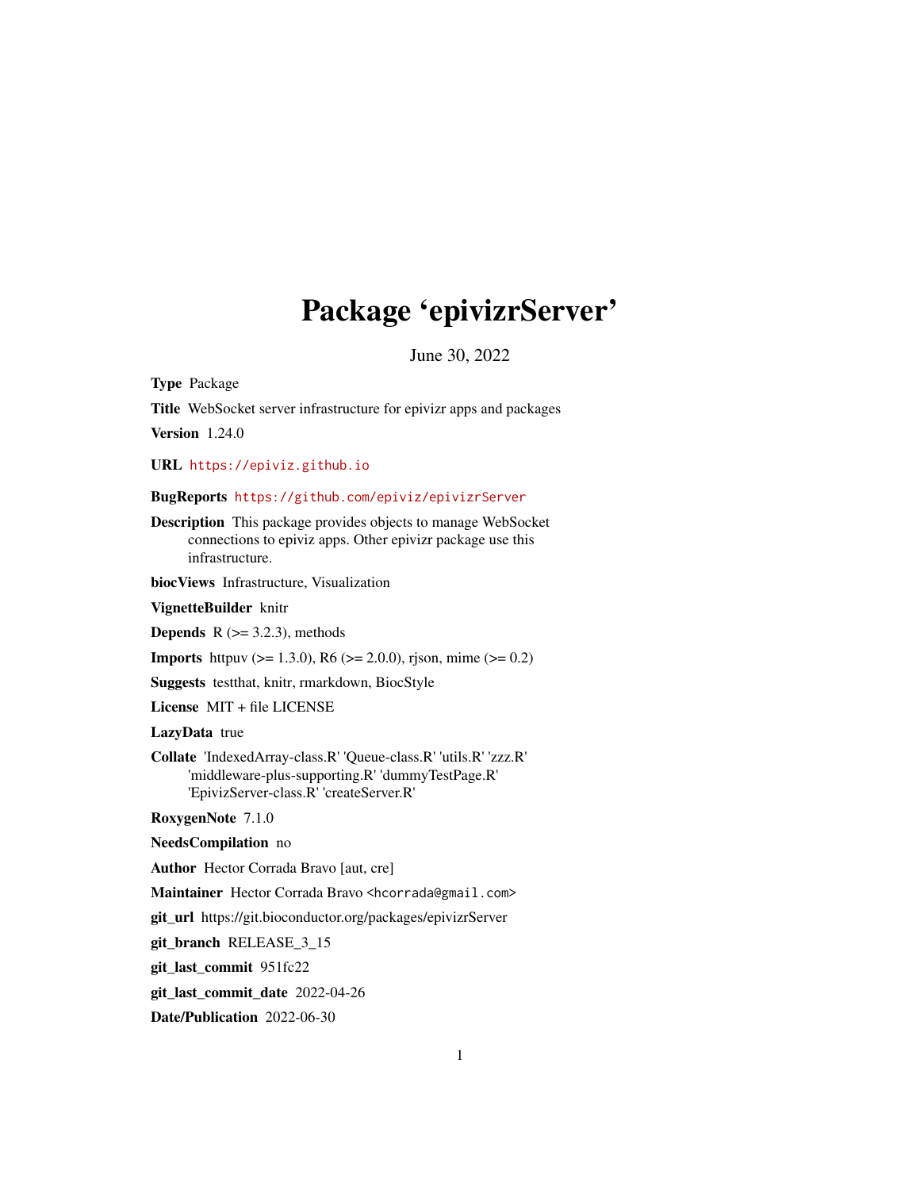# Package 'epivizrServer'

June 30, 2022

**Type** Package

**Title** WebSocket server infrastructure for epivizr apps and packages

**Version** 1.24.0

**URL** https://epiviz.github.io

**BugReports** https://github.com/epiviz/epivizrServer

**Description** This package provides objects to manage WebSocket connections to epiviz apps. Other epivizr package use this infrastructure.

**biocViews** Infrastructure, Visualization

**VignetteBuilder** knitr

**Depends** R (>= 3.2.3), methods

**Imports** httpuv (>= 1.3.0), R6 (>= 2.0.0), rjson, mime (>= 0.2)

**Suggests** testthat, knitr, rmarkdown, BiocStyle

**License** MIT + file LICENSE

**LazyData** true

**Collate** 'IndexedArray-class.R' 'Queue-class.R' 'utils.R' 'zzz.R' 'middleware-plus-supporting.R' 'dummyTestPage.R' 'EpivizServer-class.R' 'createServer.R'

**RoxygenNote** 7.1.0

**NeedsCompilation** no

**Author** Hector Corrada Bravo [aut, cre]

**Maintainer** Hector Corrada Bravo <hcorrada@gmail.com>

**git_url** https://git.bioconductor.org/packages/epivizrServer

**git_branch** RELEASE_3_15

**git_last_commit** 951fc22

**git_last_commit_date** 2022-04-26

**Date/Publication** 2022-06-30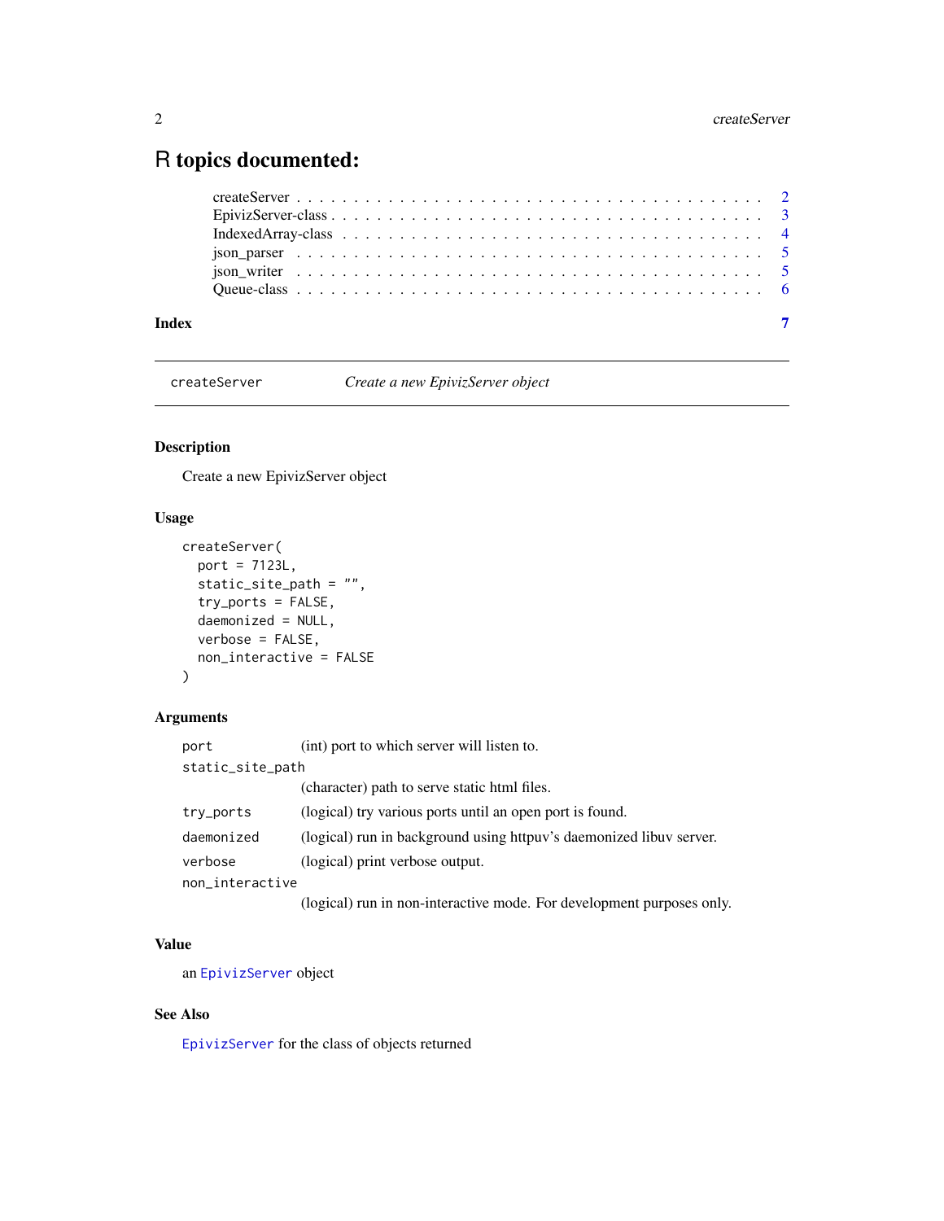# R topics documented:

- createServer . . . . . . . . . . . . . . . . . . . . . . . . . . . . . . . . . . . . . . . 2
- EpivizServer-class . . . . . . . . . . . . . . . . . . . . . . . . . . . . . . . . . . . 3
- IndexedArray-class . . . . . . . . . . . . . . . . . . . . . . . . . . . . . . . . . . 4
- json_parser . . . . . . . . . . . . . . . . . . . . . . . . . . . . . . . . . . . . . . . 5
- json_writer . . . . . . . . . . . . . . . . . . . . . . . . . . . . . . . . . . . . . . . 5
- Queue-class . . . . . . . . . . . . . . . . . . . . . . . . . . . . . . . . . . . . . . . 6

**Index** 7

---

`createServer` *Create a new EpivizServer object*

---

### Description

Create a new EpivizServer object

### Usage

```
createServer(
  port = 7123L,
  static_site_path = "",
  try_ports = FALSE,
  daemonized = NULL,
  verbose = FALSE,
  non_interactive = FALSE
)
```

### Arguments

| | |
|---|---|
| `port` | (int) port to which server will listen to. |
| `static_site_path` | (character) path to serve static html files. |
| `try_ports` | (logical) try various ports until an open port is found. |
| `daemonized` | (logical) run in background using httpuv's daemonized libuv server. |
| `verbose` | (logical) print verbose output. |
| `non_interactive` | (logical) run in non-interactive mode. For development purposes only. |

### Value

an `EpivizServer` object

### See Also

`EpivizServer` for the class of objects returned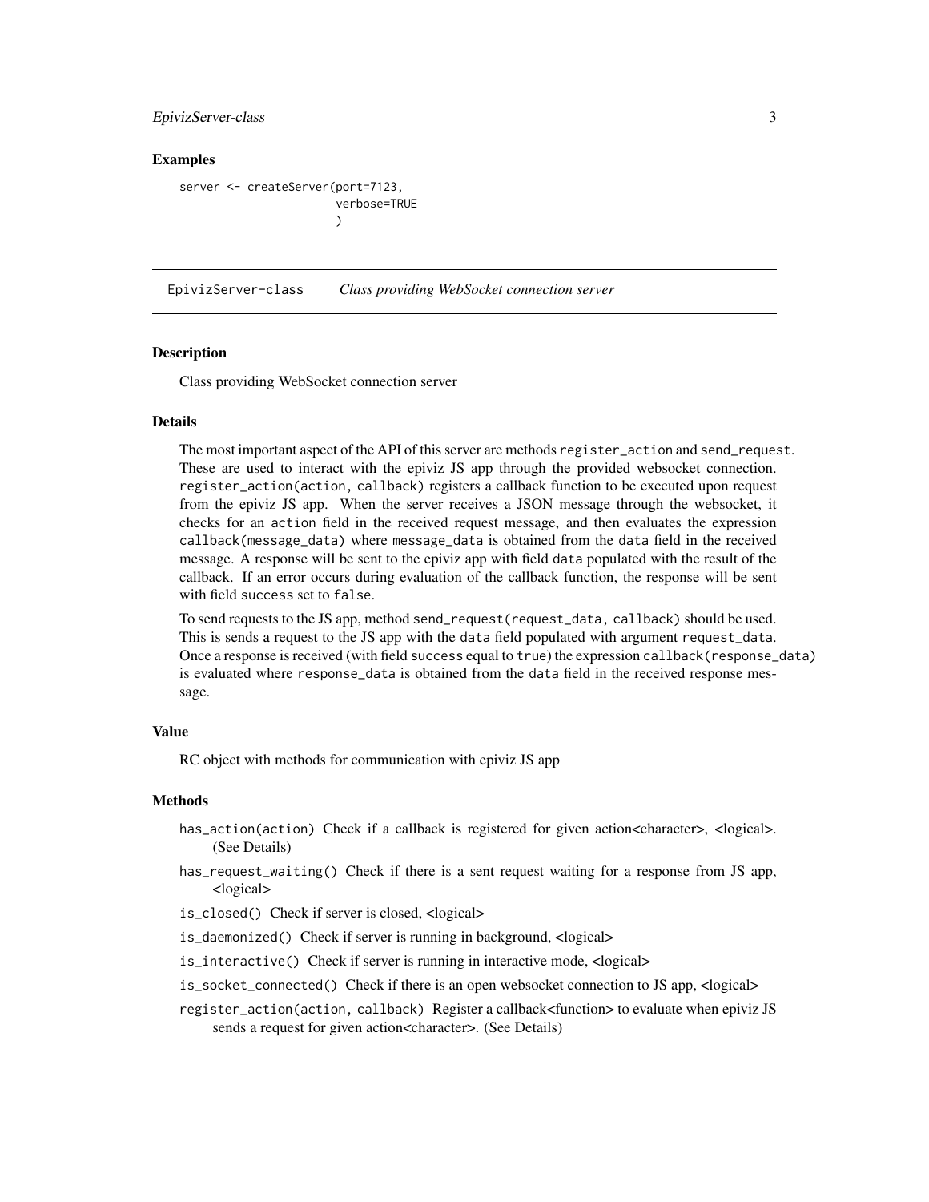### Examples

```
server <- createServer(port=7123,
                       verbose=TRUE
                       )
```

## EpivizServer-class *Class providing WebSocket connection server*

### Description

Class providing WebSocket connection server

### Details

The most important aspect of the API of this server are methods `register_action` and `send_request`. These are used to interact with the epiviz JS app through the provided websocket connection. `register_action(action, callback)` registers a callback function to be executed upon request from the epiviz JS app. When the server receives a JSON message through the websocket, it checks for an `action` field in the received request message, and then evaluates the expression `callback(message_data)` where `message_data` is obtained from the `data` field in the received message. A response will be sent to the epiviz app with field `data` populated with the result of the callback. If an error occurs during evaluation of the callback function, the response will be sent with field `success` set to `false`.

To send requests to the JS app, method `send_request(request_data, callback)` should be used. This is sends a request to the JS app with the `data` field populated with argument `request_data`. Once a response is received (with field `success` equal to `true`) the expression `callback(response_data)` is evaluated where `response_data` is obtained from the `data` field in the received response message.

### Value

RC object with methods for communication with epiviz JS app

### Methods

- `has_action(action)` Check if a callback is registered for given action<character>, <logical>. (See Details)
- `has_request_waiting()` Check if there is a sent request waiting for a response from JS app, <logical>
- `is_closed()` Check if server is closed, <logical>
- `is_daemonized()` Check if server is running in background, <logical>
- `is_interactive()` Check if server is running in interactive mode, <logical>
- `is_socket_connected()` Check if there is an open websocket connection to JS app, <logical>
- `register_action(action, callback)` Register a callback<function> to evaluate when epiviz JS sends a request for given action<character>. (See Details)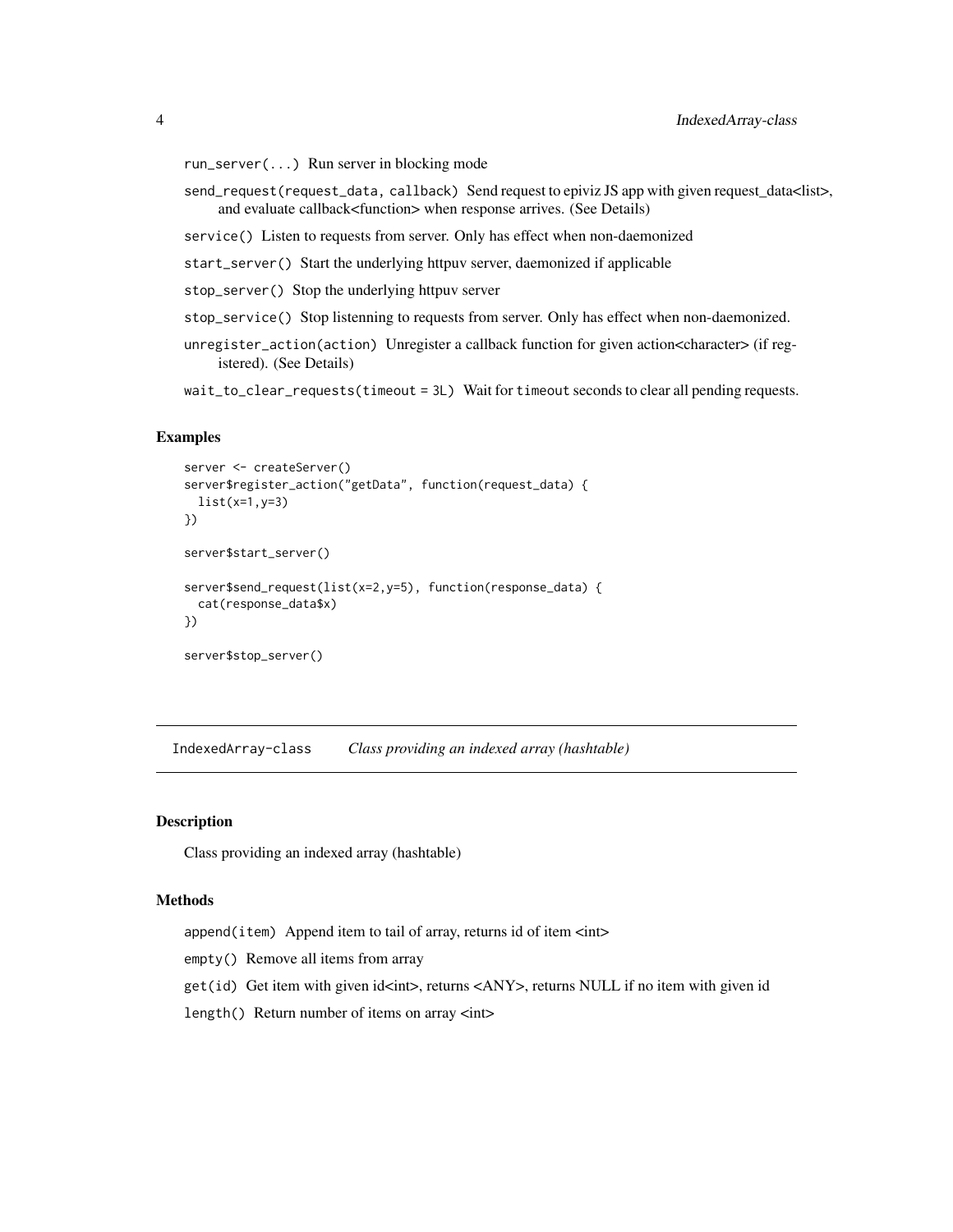run_server(...) Run server in blocking mode

send_request(request_data, callback) Send request to epiviz JS app with given request_data<list>, and evaluate callback<function> when response arrives. (See Details)

service() Listen to requests from server. Only has effect when non-daemonized

start_server() Start the underlying httpuv server, daemonized if applicable

stop_server() Stop the underlying httpuv server

stop_service() Stop listenning to requests from server. Only has effect when non-daemonized.

unregister_action(action) Unregister a callback function for given action<character> (if registered). (See Details)

wait_to_clear_requests(timeout = 3L) Wait for timeout seconds to clear all pending requests.

## Examples

```
server <- createServer()
server$register_action("getData", function(request_data) {
  list(x=1,y=3)
})

server$start_server()

server$send_request(list(x=2,y=5), function(response_data) {
  cat(response_data$x)
})

server$stop_server()
```

---

# IndexedArray-class    *Class providing an indexed array (hashtable)*

---

## Description

Class providing an indexed array (hashtable)

## Methods

append(item) Append item to tail of array, returns id of item <int>

empty() Remove all items from array

get(id) Get item with given id<int>, returns <ANY>, returns NULL if no item with given id

length() Return number of items on array <int>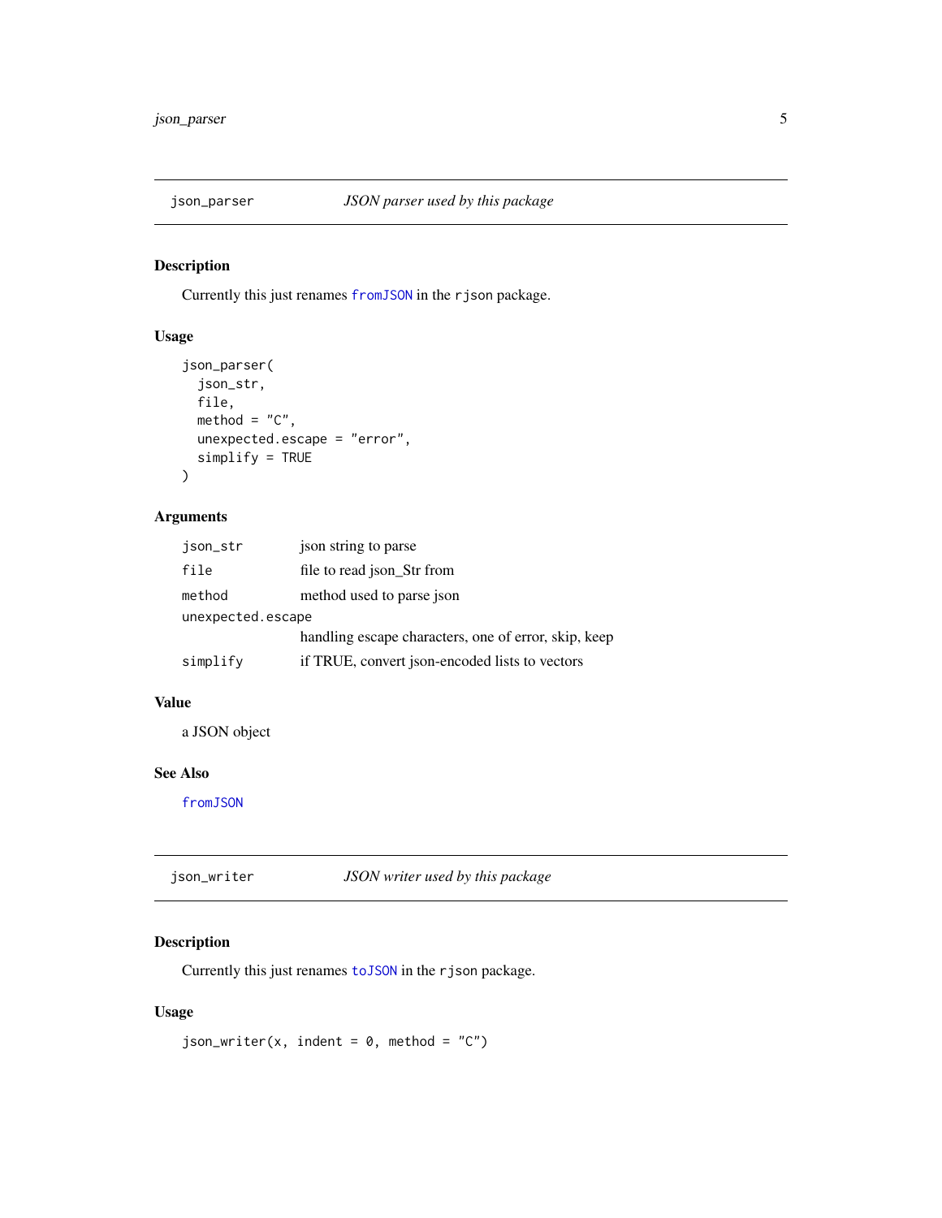## json_parser — *JSON parser used by this package*

### Description

Currently this just renames `fromJSON` in the `rjson` package.

### Usage

```
json_parser(
  json_str,
  file,
  method = "C",
  unexpected.escape = "error",
  simplify = TRUE
)
```

### Arguments

| | |
|---|---|
| `json_str` | json string to parse |
| `file` | file to read json_Str from |
| `method` | method used to parse json |
| `unexpected.escape` | handling escape characters, one of error, skip, keep |
| `simplify` | if TRUE, convert json-encoded lists to vectors |

### Value

a JSON object

### See Also

`fromJSON`

## json_writer — *JSON writer used by this package*

### Description

Currently this just renames `toJSON` in the `rjson` package.

### Usage

```
json_writer(x, indent = 0, method = "C")
```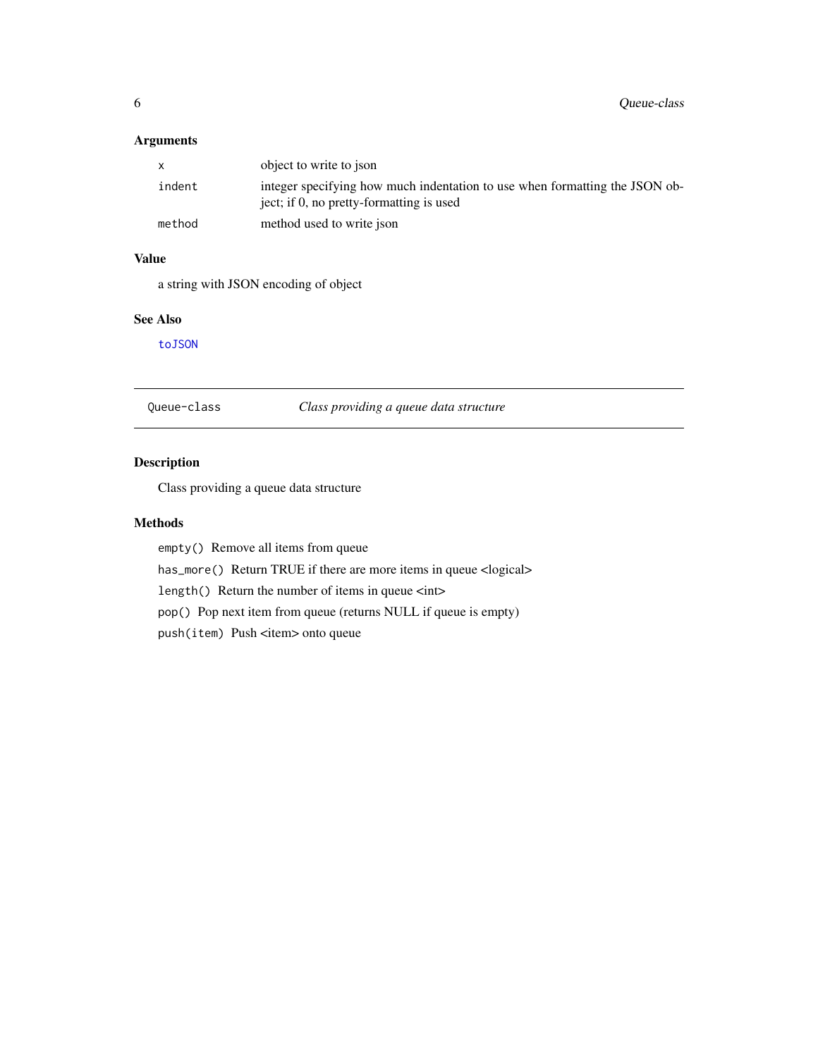### Arguments

| | |
|---|---|
| x | object to write to json |
| indent | integer specifying how much indentation to use when formatting the JSON object; if 0, no pretty-formatting is used |
| method | method used to write json |

### Value

a string with JSON encoding of object

### See Also

toJSON

---

## Queue-class *Class providing a queue data structure*

---

### Description

Class providing a queue data structure

### Methods

`empty()` Remove all items from queue

`has_more()` Return TRUE if there are more items in queue <logical>

`length()` Return the number of items in queue <int>

`pop()` Pop next item from queue (returns NULL if queue is empty)

`push(item)` Push <item> onto queue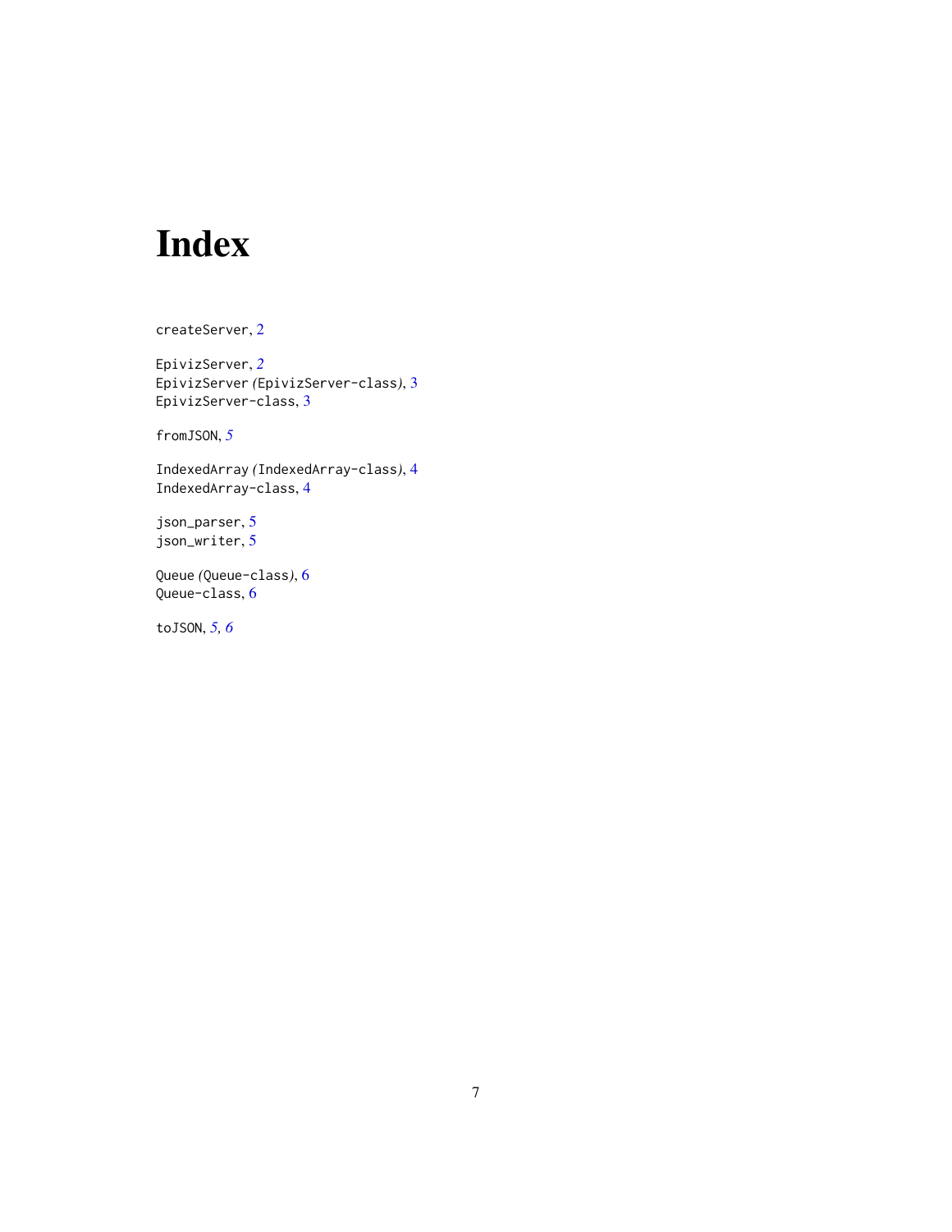# Index

createServer, 2

EpivizServer, *2*
EpivizServer *(*EpivizServer-class*)*, 3
EpivizServer-class, 3

fromJSON, *5*

IndexedArray *(*IndexedArray-class*)*, 4
IndexedArray-class, 4

json_parser, 5
json_writer, 5

Queue *(*Queue-class*)*, 6
Queue-class, 6

toJSON, *5, 6*